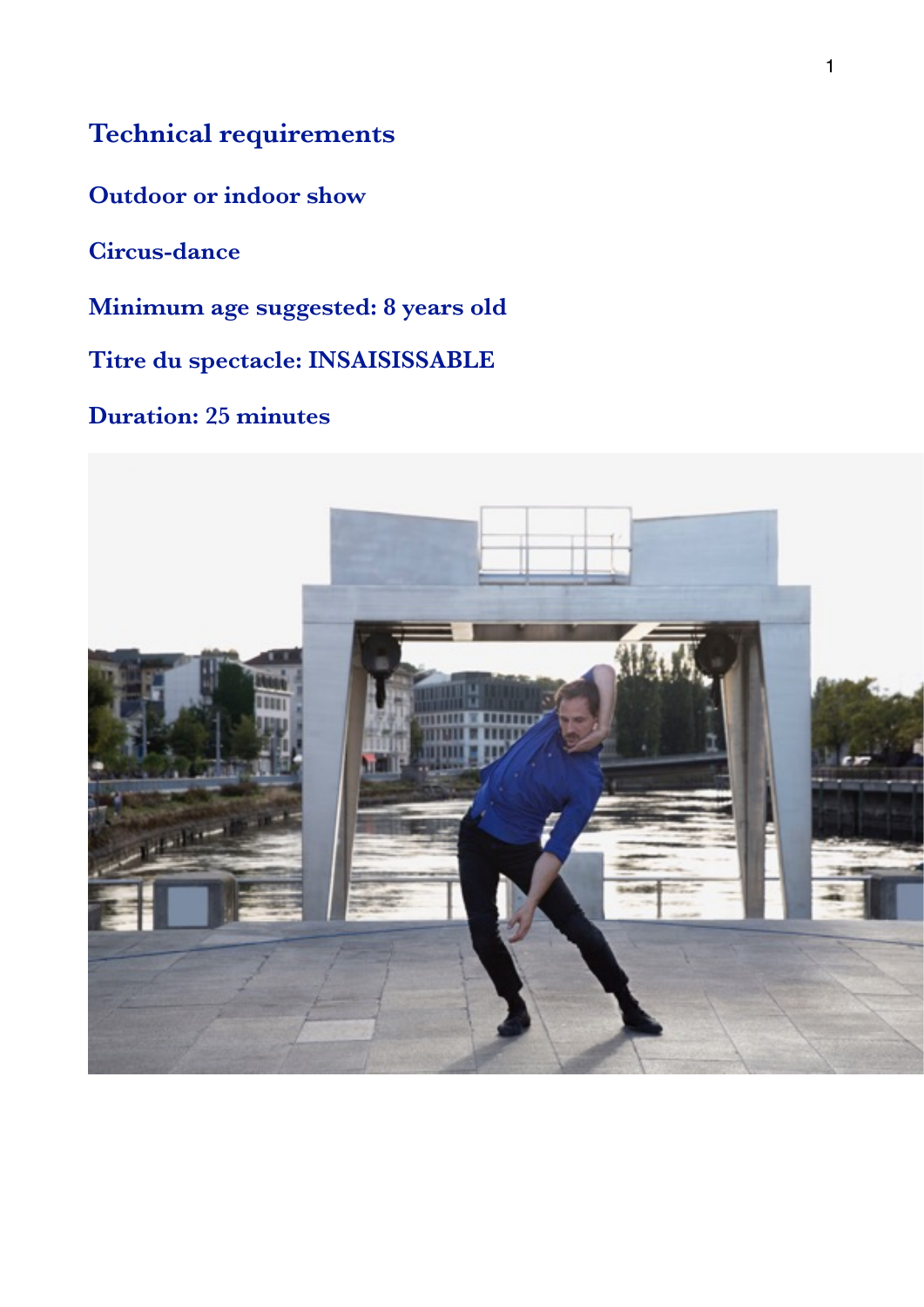## Technical requirements

**Outdoor or indoor show**

**Circus-dance**

**Minimum age suggested: 8 years old**

**Titre du spectacle: INSAISISSABLE**

**Duration: 25 minutes**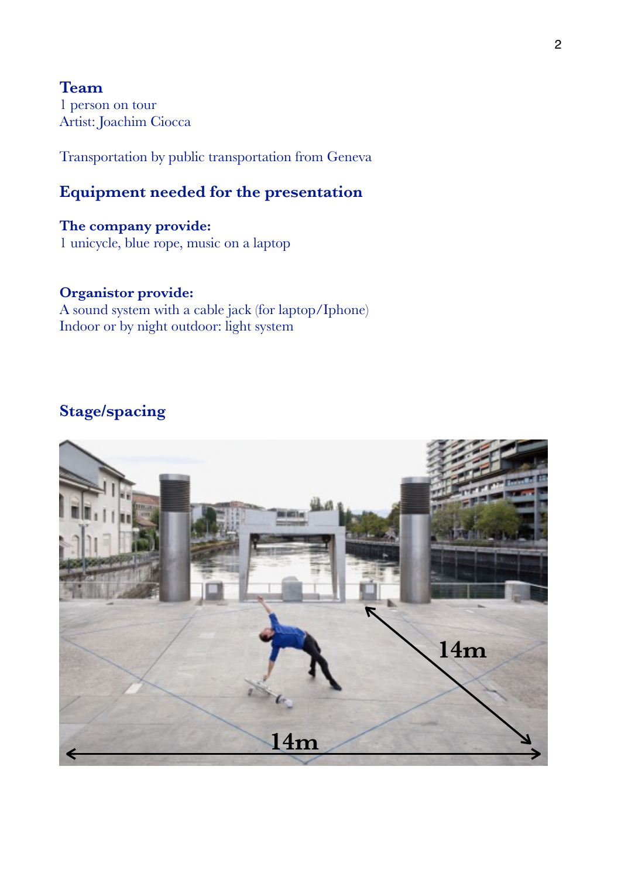## Team

1 person on tour
Artist: Joachim Ciocca

Transportation by public transportation from Geneva

## Equipment needed for the presentation

**The company provide:**
1 unicycle, blue rope, music on a laptop

**Organistor provide:**
A sound system with a cable jack (for laptop/Iphone)
Indoor or by night outdoor: light system

## Stage/spacing

14m

14m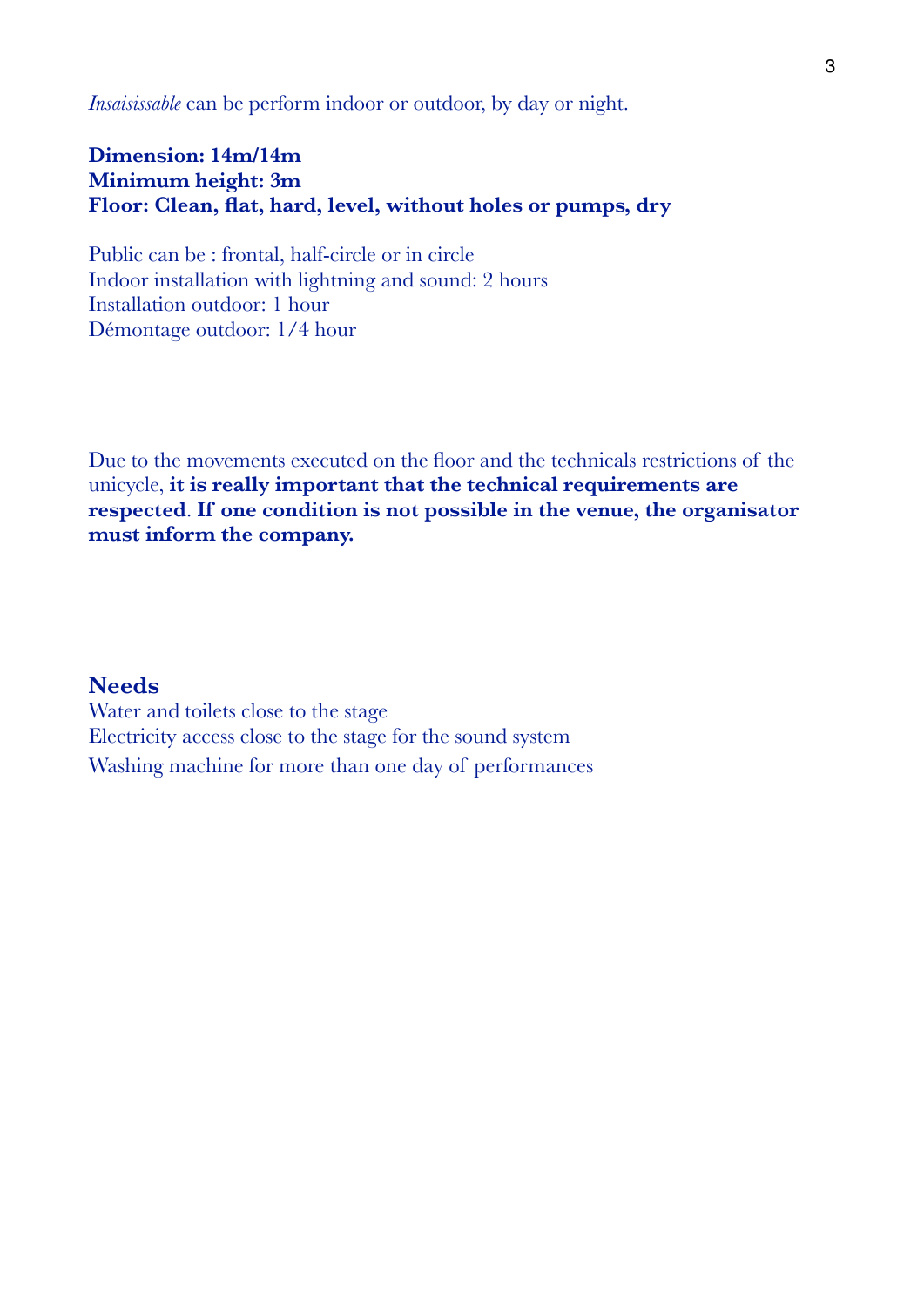*Insaisissable* can be perform indoor or outdoor, by day or night.

**Dimension: 14m/14m**
**Minimum height: 3m**
**Floor: Clean, flat, hard, level, without holes or pumps, dry**

Public can be : frontal, half-circle or in circle
Indoor installation with lightning and sound: 2 hours
Installation outdoor: 1 hour
Démontage outdoor: 1/4 hour

Due to the movements executed on the floor and the technicals restrictions of the unicycle, **it is really important that the technical requirements are respected**. **If one condition is not possible in the venue, the organisator must inform the company.**

## Needs

Water and toilets close to the stage
Electricity access close to the stage for the sound system
Washing machine for more than one day of performances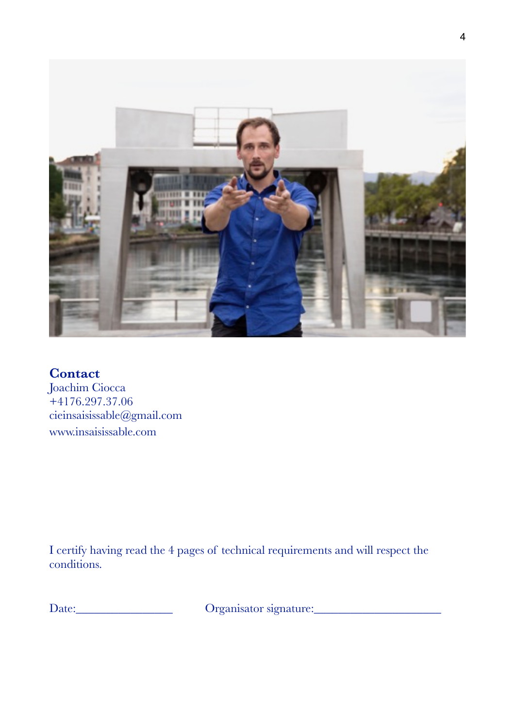**Contact**
Joachim Ciocca
+4176.297.37.06
cieinsaisissable@gmail.com
www.insaisissable.com

I certify having read the 4 pages of technical requirements and will respect the conditions.

Date:________________ Organisator signature:_____________________